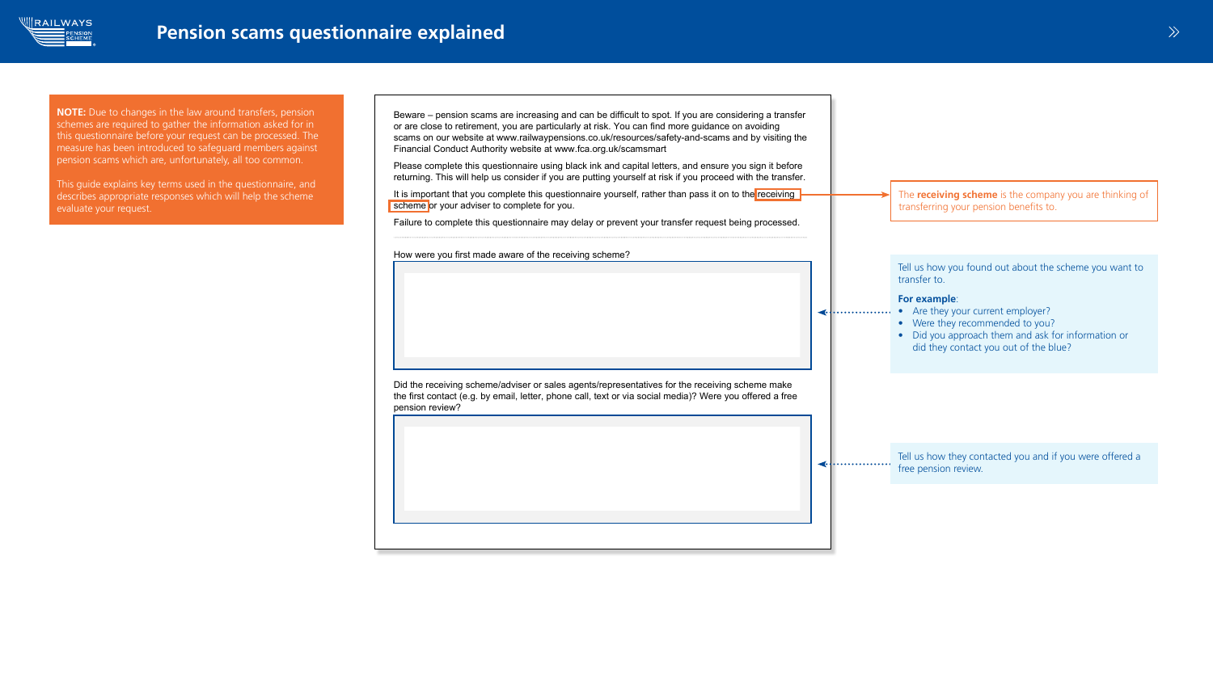# Pension scams questionnaire explained

**NOTE:** Due to changes in the law around transfers, pension schemes are required to gather the information asked for in this questionnaire before your request can be processed. The measure has been introduced to safeguard members against pension scams which are, unfortunately, all too common.

This guide explains key terms used in the questionnaire, and describes appropriate responses which will help the scheme evaluate your request.

Beware – pension scams are increasing and can be difficult to spot. If you are considering a transfer or are close to retirement, you are particularly at risk. You can find more guidance on avoiding scams on our website at www.railwaypensions.co.uk/resources/safety-and-scams and by visiting the Financial Conduct Authority website at www.fca.org.uk/scamsmart

Please complete this questionnaire using black ink and capital letters, and ensure you sign it before returning. This will help us consider if you are putting yourself at risk if you proceed with the transfer.

It is important that you complete this questionnaire yourself, rather than pass it on to the receiving scheme or your adviser to complete for you.

> The **receiving scheme** is the company you are thinking of transferring your pension benefits to.

Failure to complete this questionnaire may delay or prevent your transfer request being processed.

How were you first made aware of the receiving scheme?

> Tell us how you found out about the scheme you want to transfer to.
>
> **For example**:
> - Are they your current employer?
> - Were they recommended to you?
> - Did you approach them and ask for information or did they contact you out of the blue?

Did the receiving scheme/adviser or sales agents/representatives for the receiving scheme make the first contact (e.g. by email, letter, phone call, text or via social media)? Were you offered a free pension review?

> Tell us how they contacted you and if you were offered a free pension review.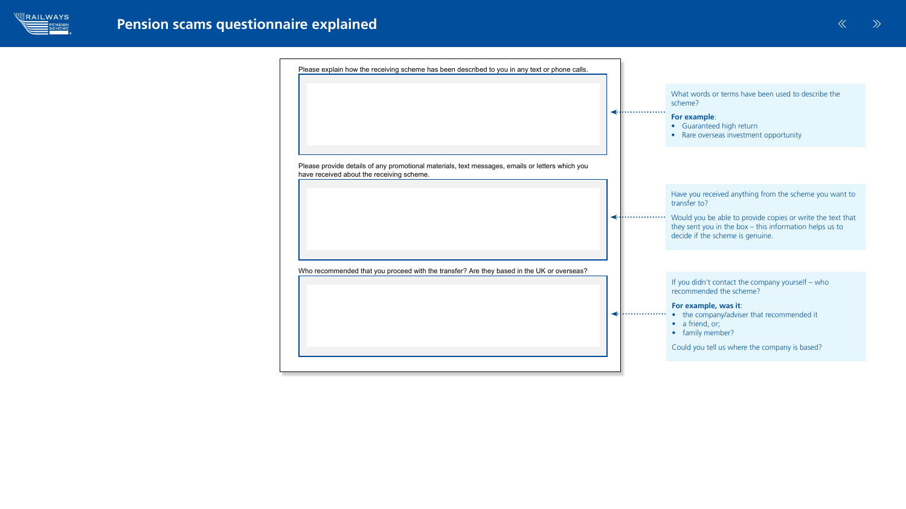# Pension scams questionnaire explained

Please explain how the receiving scheme has been described to you in any text or phone calls.

What words or terms have been used to describe the scheme?

**For example**:

- Guaranteed high return
- Rare overseas investment opportunity

Please provide details of any promotional materials, text messages, emails or letters which you have received about the receiving scheme.

Have you received anything from the scheme you want to transfer to?

Would you be able to provide copies or write the text that they sent you in the box – this information helps us to decide if the scheme is genuine.

Who recommended that you proceed with the transfer? Are they based in the UK or overseas?

If you didn't contact the company yourself – who recommended the scheme?

**For example, was it**:

- the company/adviser that recommended it
- a friend, or;
- family member?

Could you tell us where the company is based?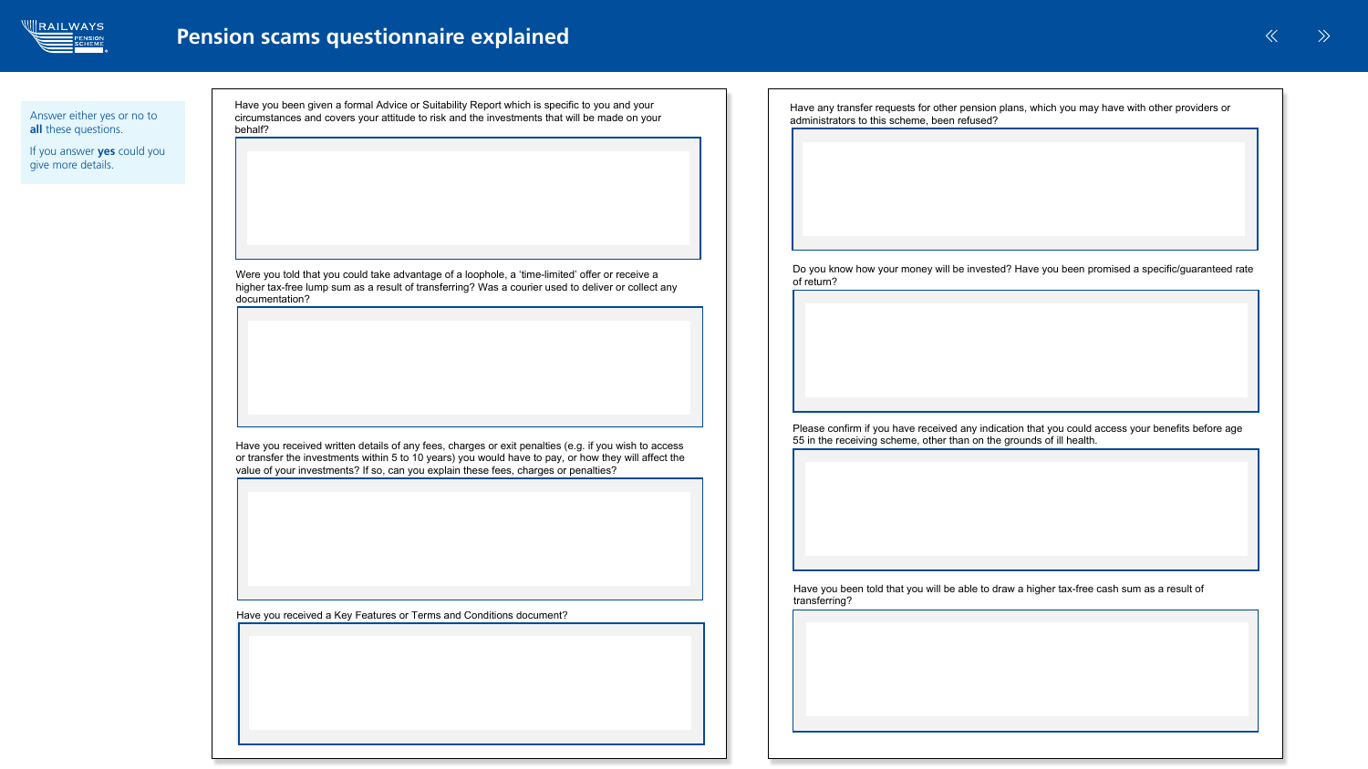# Pension scams questionnaire explained

Answer either yes or no to **all** these questions.

If you answer **yes** could you give more details.

Have you been given a formal Advice or Suitability Report which is specific to you and your circumstances and covers your attitude to risk and the investments that will be made on your behalf?

Were you told that you could take advantage of a loophole, a ‘time-limited’ offer or receive a higher tax-free lump sum as a result of transferring? Was a courier used to deliver or collect any documentation?

Have you received written details of any fees, charges or exit penalties (e.g. if you wish to access or transfer the investments within 5 to 10 years) you would have to pay, or how they will affect the value of your investments? If so, can you explain these fees, charges or penalties?

Have you received a Key Features or Terms and Conditions document?

Have any transfer requests for other pension plans, which you may have with other providers or administrators to this scheme, been refused?

Do you know how your money will be invested? Have you been promised a specific/guaranteed rate of return?

Please confirm if you have received any indication that you could access your benefits before age 55 in the receiving scheme, other than on the grounds of ill health.

Have you been told that you will be able to draw a higher tax-free cash sum as a result of transferring?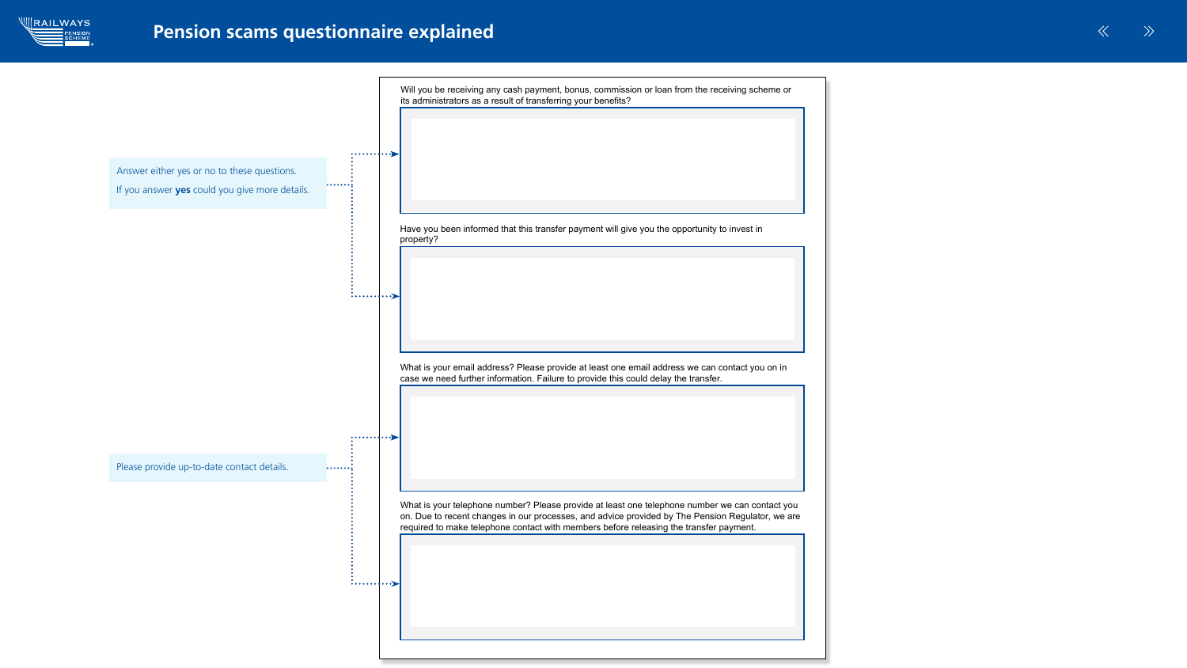# Pension scams questionnaire explained

Answer either yes or no to these questions.

If you answer **yes** could you give more details.

Will you be receiving any cash payment, bonus, commission or loan from the receiving scheme or its administrators as a result of transferring your benefits?

Have you been informed that this transfer payment will give you the opportunity to invest in property?

Please provide up-to-date contact details.

What is your email address? Please provide at least one email address we can contact you on in case we need further information. Failure to provide this could delay the transfer.

What is your telephone number? Please provide at least one telephone number we can contact you on. Due to recent changes in our processes, and advice provided by The Pension Regulator, we are required to make telephone contact with members before releasing the transfer payment.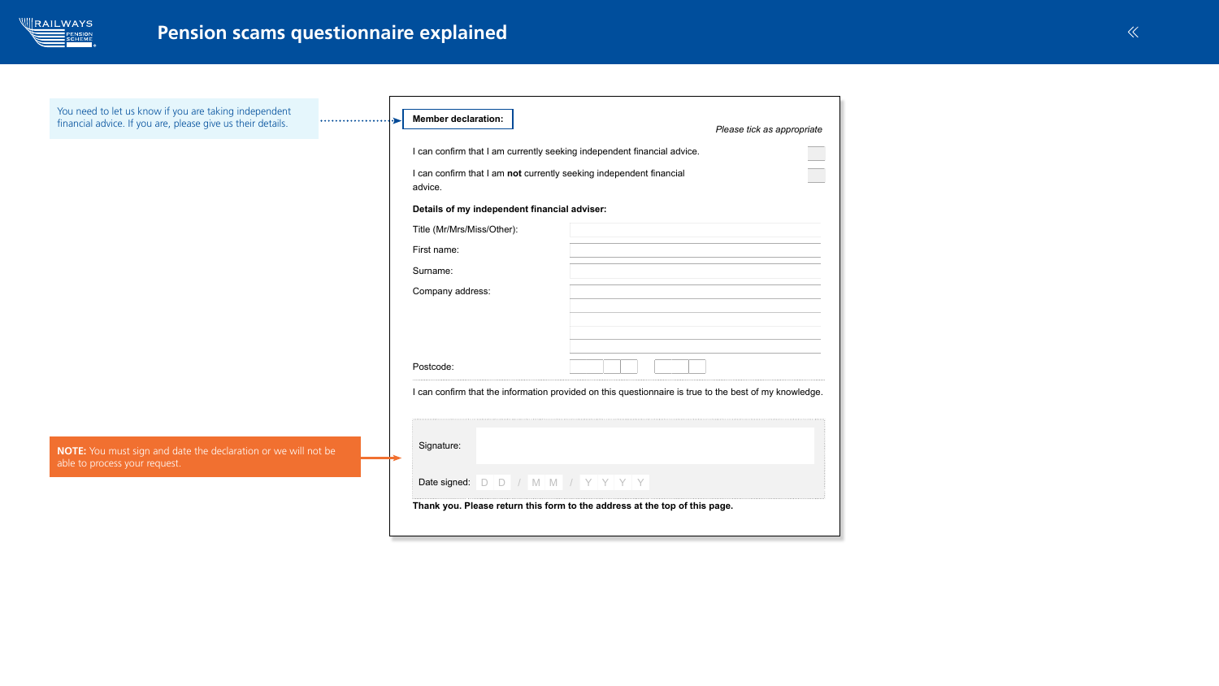# Pension scams questionnaire explained

You need to let us know if you are taking independent financial advice. If you are, please give us their details.

**Member declaration:**

*Please tick as appropriate*

I can confirm that I am currently seeking independent financial advice. ☐

I can confirm that I am **not** currently seeking independent financial advice. ☐

**Details of my independent financial adviser:**

Title (Mr/Mrs/Miss/Other):

First name:

Surname:

Company address:

Postcode:

I can confirm that the information provided on this questionnaire is true to the best of my knowledge.

Signature:

Date signed: D D / M M / Y Y Y Y

**Thank you. Please return this form to the address at the top of this page.**

**NOTE:** You must sign and date the declaration or we will not be able to process your request.